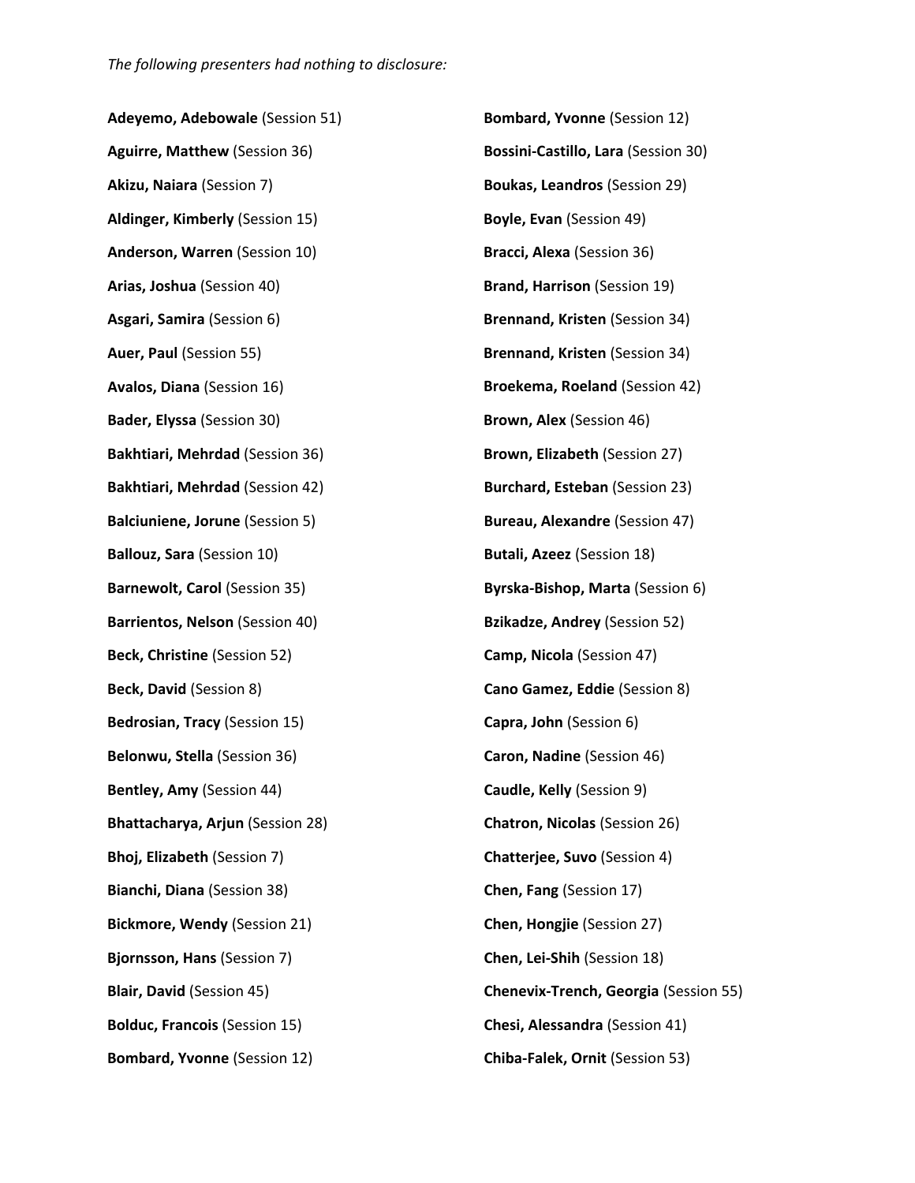*The following presenters had nothing to disclosure:*

**Adeyemo, Adebowale** (Session 51)

**Aguirre, Matthew** (Session 36)

**Akizu, Naiara** (Session 7)

**Aldinger, Kimberly** (Session 15)

**Anderson, Warren** (Session 10)

**Arias, Joshua** (Session 40)

**Asgari, Samira** (Session 6)

**Auer, Paul** (Session 55)

**Avalos, Diana** (Session 16)

**Bader, Elyssa** (Session 30)

**Bakhtiari, Mehrdad** (Session 36)

**Bakhtiari, Mehrdad** (Session 42)

**Balciuniene, Jorune** (Session 5)

**Ballouz, Sara** (Session 10)

**Barnewolt, Carol** (Session 35)

**Barrientos, Nelson** (Session 40)

**Beck, Christine** (Session 52)

**Beck, David** (Session 8)

**Bedrosian, Tracy** (Session 15)

**Belonwu, Stella** (Session 36)

**Bentley, Amy** (Session 44)

**Bhattacharya, Arjun** (Session 28)

**Bhoj, Elizabeth** (Session 7)

**Bianchi, Diana** (Session 38)

**Bickmore, Wendy** (Session 21)

**Bjornsson, Hans** (Session 7)

**Blair, David** (Session 45)

**Bolduc, Francois** (Session 15)

**Bombard, Yvonne** (Session 12)

**Bombard, Yvonne** (Session 12)

**Bossini-Castillo, Lara** (Session 30)

**Boukas, Leandros** (Session 29)

**Boyle, Evan** (Session 49)

**Bracci, Alexa** (Session 36)

**Brand, Harrison** (Session 19)

**Brennand, Kristen** (Session 34)

**Brennand, Kristen** (Session 34)

**Broekema, Roeland** (Session 42)

**Brown, Alex** (Session 46)

**Brown, Elizabeth** (Session 27)

**Burchard, Esteban** (Session 23)

**Bureau, Alexandre** (Session 47)

**Butali, Azeez** (Session 18)

**Byrska-Bishop, Marta** (Session 6)

**Bzikadze, Andrey** (Session 52)

**Camp, Nicola** (Session 47)

**Cano Gamez, Eddie** (Session 8)

**Capra, John** (Session 6)

**Caron, Nadine** (Session 46)

**Caudle, Kelly** (Session 9)

**Chatron, Nicolas** (Session 26)

**Chatterjee, Suvo** (Session 4)

**Chen, Fang** (Session 17)

**Chen, Hongjie** (Session 27)

**Chen, Lei-Shih** (Session 18)

**Chenevix-Trench, Georgia** (Session 55)

**Chesi, Alessandra** (Session 41)

**Chiba-Falek, Ornit** (Session 53)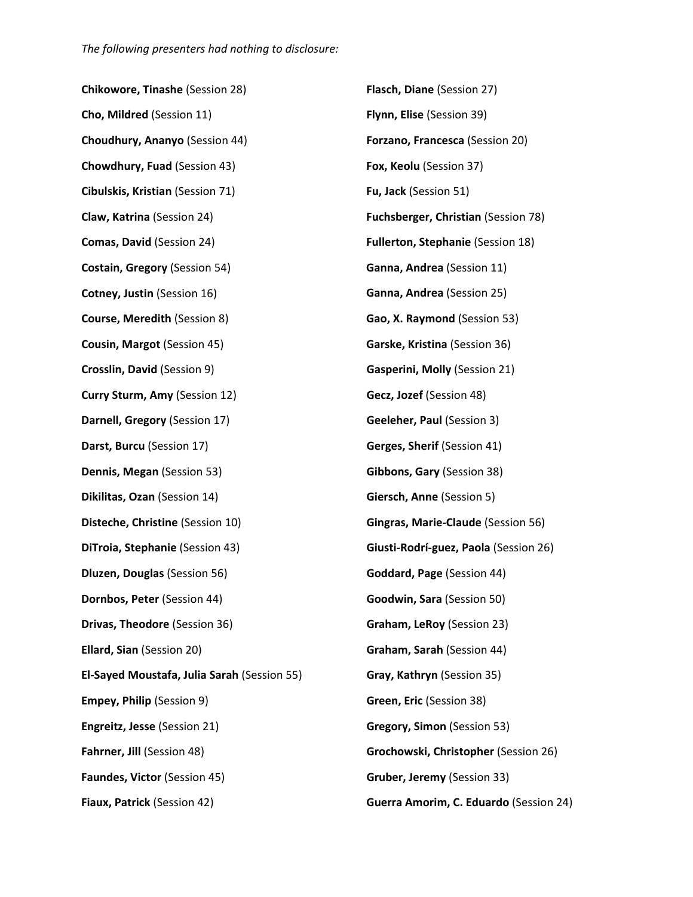*The following presenters had nothing to disclosure:*

**Chikowore, Tinashe** (Session 28)

**Cho, Mildred** (Session 11)

**Choudhury, Ananyo** (Session 44)

**Chowdhury, Fuad** (Session 43)

**Cibulskis, Kristian** (Session 71)

**Claw, Katrina** (Session 24)

**Comas, David** (Session 24)

**Costain, Gregory** (Session 54)

**Cotney, Justin** (Session 16)

**Course, Meredith** (Session 8)

**Cousin, Margot** (Session 45)

**Crosslin, David** (Session 9)

**Curry Sturm, Amy** (Session 12)

**Darnell, Gregory** (Session 17)

**Darst, Burcu** (Session 17)

**Dennis, Megan** (Session 53)

**Dikilitas, Ozan** (Session 14)

**Disteche, Christine** (Session 10)

**DiTroia, Stephanie** (Session 43)

**Dluzen, Douglas** (Session 56)

**Dornbos, Peter** (Session 44)

**Drivas, Theodore** (Session 36)

**Ellard, Sian** (Session 20)

**El-Sayed Moustafa, Julia Sarah** (Session 55)

**Empey, Philip** (Session 9)

**Engreitz, Jesse** (Session 21)

**Fahrner, Jill** (Session 48)

**Faundes, Victor** (Session 45)

**Fiaux, Patrick** (Session 42)

**Flasch, Diane** (Session 27)

**Flynn, Elise** (Session 39)

**Forzano, Francesca** (Session 20)

**Fox, Keolu** (Session 37)

**Fu, Jack** (Session 51)

**Fuchsberger, Christian** (Session 78)

**Fullerton, Stephanie** (Session 18)

**Ganna, Andrea** (Session 11)

**Ganna, Andrea** (Session 25)

**Gao, X. Raymond** (Session 53)

**Garske, Kristina** (Session 36)

**Gasperini, Molly** (Session 21)

**Gecz, Jozef** (Session 48)

**Geeleher, Paul** (Session 3)

**Gerges, Sherif** (Session 41)

**Gibbons, Gary** (Session 38)

**Giersch, Anne** (Session 5)

**Gingras, Marie-Claude** (Session 56)

**Giusti-Rodrí-guez, Paola** (Session 26)

**Goddard, Page** (Session 44)

**Goodwin, Sara** (Session 50)

**Graham, LeRoy** (Session 23)

**Graham, Sarah** (Session 44)

**Gray, Kathryn** (Session 35)

**Green, Eric** (Session 38)

**Gregory, Simon** (Session 53)

**Grochowski, Christopher** (Session 26)

**Gruber, Jeremy** (Session 33)

**Guerra Amorim, C. Eduardo** (Session 24)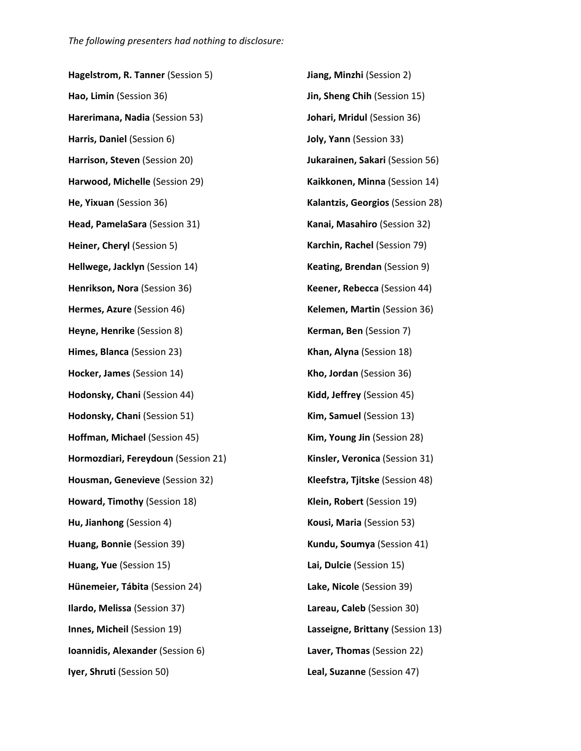*The following presenters had nothing to disclosure:*

**Hagelstrom, R. Tanner** (Session 5)

**Hao, Limin** (Session 36)

**Harerimana, Nadia** (Session 53)

**Harris, Daniel** (Session 6)

**Harrison, Steven** (Session 20)

**Harwood, Michelle** (Session 29)

**He, Yixuan** (Session 36)

**Head, PamelaSara** (Session 31)

**Heiner, Cheryl** (Session 5)

**Hellwege, Jacklyn** (Session 14)

**Henrikson, Nora** (Session 36)

**Hermes, Azure** (Session 46)

**Heyne, Henrike** (Session 8)

**Himes, Blanca** (Session 23)

**Hocker, James** (Session 14)

**Hodonsky, Chani** (Session 44)

**Hodonsky, Chani** (Session 51)

**Hoffman, Michael** (Session 45)

**Hormozdiari, Fereydoun** (Session 21)

**Housman, Genevieve** (Session 32)

**Howard, Timothy** (Session 18)

**Hu, Jianhong** (Session 4)

**Huang, Bonnie** (Session 39)

**Huang, Yue** (Session 15)

**Hünemeier, Tábita** (Session 24)

**Ilardo, Melissa** (Session 37)

**Innes, Micheil** (Session 19)

**Ioannidis, Alexander** (Session 6)

**Iyer, Shruti** (Session 50)

**Jiang, Minzhi** (Session 2)

**Jin, Sheng Chih** (Session 15)

**Johari, Mridul** (Session 36)

**Joly, Yann** (Session 33)

**Jukarainen, Sakari** (Session 56)

**Kaikkonen, Minna** (Session 14)

**Kalantzis, Georgios** (Session 28)

**Kanai, Masahiro** (Session 32)

**Karchin, Rachel** (Session 79)

**Keating, Brendan** (Session 9)

**Keener, Rebecca** (Session 44)

**Kelemen, Martin** (Session 36)

**Kerman, Ben** (Session 7)

**Khan, Alyna** (Session 18)

**Kho, Jordan** (Session 36)

**Kidd, Jeffrey** (Session 45)

**Kim, Samuel** (Session 13)

**Kim, Young Jin** (Session 28)

**Kinsler, Veronica** (Session 31)

**Kleefstra, Tjitske** (Session 48)

**Klein, Robert** (Session 19)

**Kousi, Maria** (Session 53)

**Kundu, Soumya** (Session 41)

**Lai, Dulcie** (Session 15)

**Lake, Nicole** (Session 39)

**Lareau, Caleb** (Session 30)

**Lasseigne, Brittany** (Session 13)

**Laver, Thomas** (Session 22)

**Leal, Suzanne** (Session 47)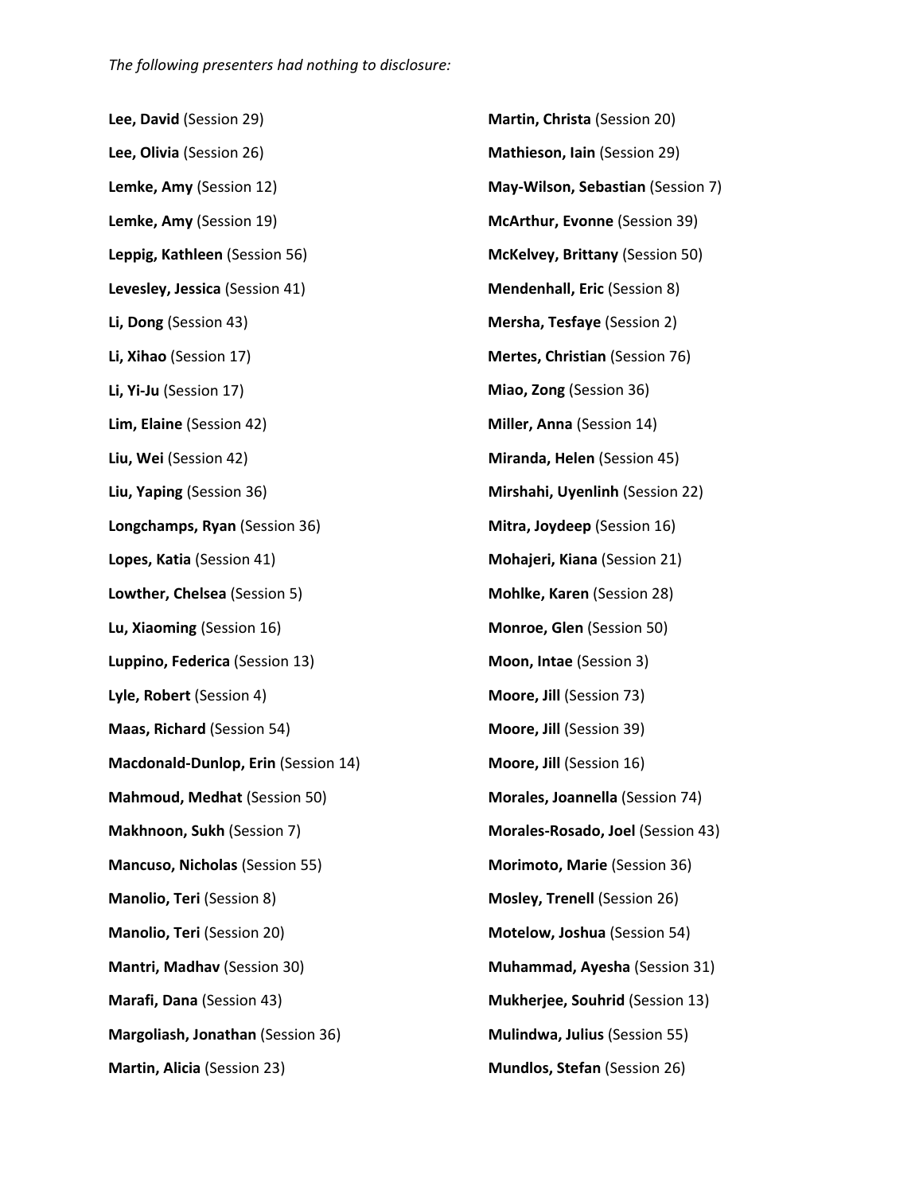*The following presenters had nothing to disclosure:*

**Lee, David** (Session 29)

**Lee, Olivia** (Session 26)

**Lemke, Amy** (Session 12)

**Lemke, Amy** (Session 19)

**Leppig, Kathleen** (Session 56)

**Levesley, Jessica** (Session 41)

**Li, Dong** (Session 43)

**Li, Xihao** (Session 17)

**Li, Yi-Ju** (Session 17)

**Lim, Elaine** (Session 42)

**Liu, Wei** (Session 42)

**Liu, Yaping** (Session 36)

**Longchamps, Ryan** (Session 36)

**Lopes, Katia** (Session 41)

**Lowther, Chelsea** (Session 5)

**Lu, Xiaoming** (Session 16)

**Luppino, Federica** (Session 13)

**Lyle, Robert** (Session 4)

**Maas, Richard** (Session 54)

**Macdonald-Dunlop, Erin** (Session 14)

**Mahmoud, Medhat** (Session 50)

**Makhnoon, Sukh** (Session 7)

**Mancuso, Nicholas** (Session 55)

**Manolio, Teri** (Session 8)

**Manolio, Teri** (Session 20)

**Mantri, Madhav** (Session 30)

**Marafi, Dana** (Session 43)

**Margoliash, Jonathan** (Session 36)

**Martin, Alicia** (Session 23)

**Martin, Christa** (Session 20)

**Mathieson, Iain** (Session 29)

**May-Wilson, Sebastian** (Session 7)

**McArthur, Evonne** (Session 39)

**McKelvey, Brittany** (Session 50)

**Mendenhall, Eric** (Session 8)

**Mersha, Tesfaye** (Session 2)

**Mertes, Christian** (Session 76)

**Miao, Zong** (Session 36)

**Miller, Anna** (Session 14)

**Miranda, Helen** (Session 45)

**Mirshahi, Uyenlinh** (Session 22)

**Mitra, Joydeep** (Session 16)

**Mohajeri, Kiana** (Session 21)

**Mohlke, Karen** (Session 28)

**Monroe, Glen** (Session 50)

**Moon, Intae** (Session 3)

**Moore, Jill** (Session 73)

**Moore, Jill** (Session 39)

**Moore, Jill** (Session 16)

**Morales, Joannella** (Session 74)

**Morales-Rosado, Joel** (Session 43)

**Morimoto, Marie** (Session 36)

**Mosley, Trenell** (Session 26)

**Motelow, Joshua** (Session 54)

**Muhammad, Ayesha** (Session 31)

**Mukherjee, Souhrid** (Session 13)

**Mulindwa, Julius** (Session 55)

**Mundlos, Stefan** (Session 26)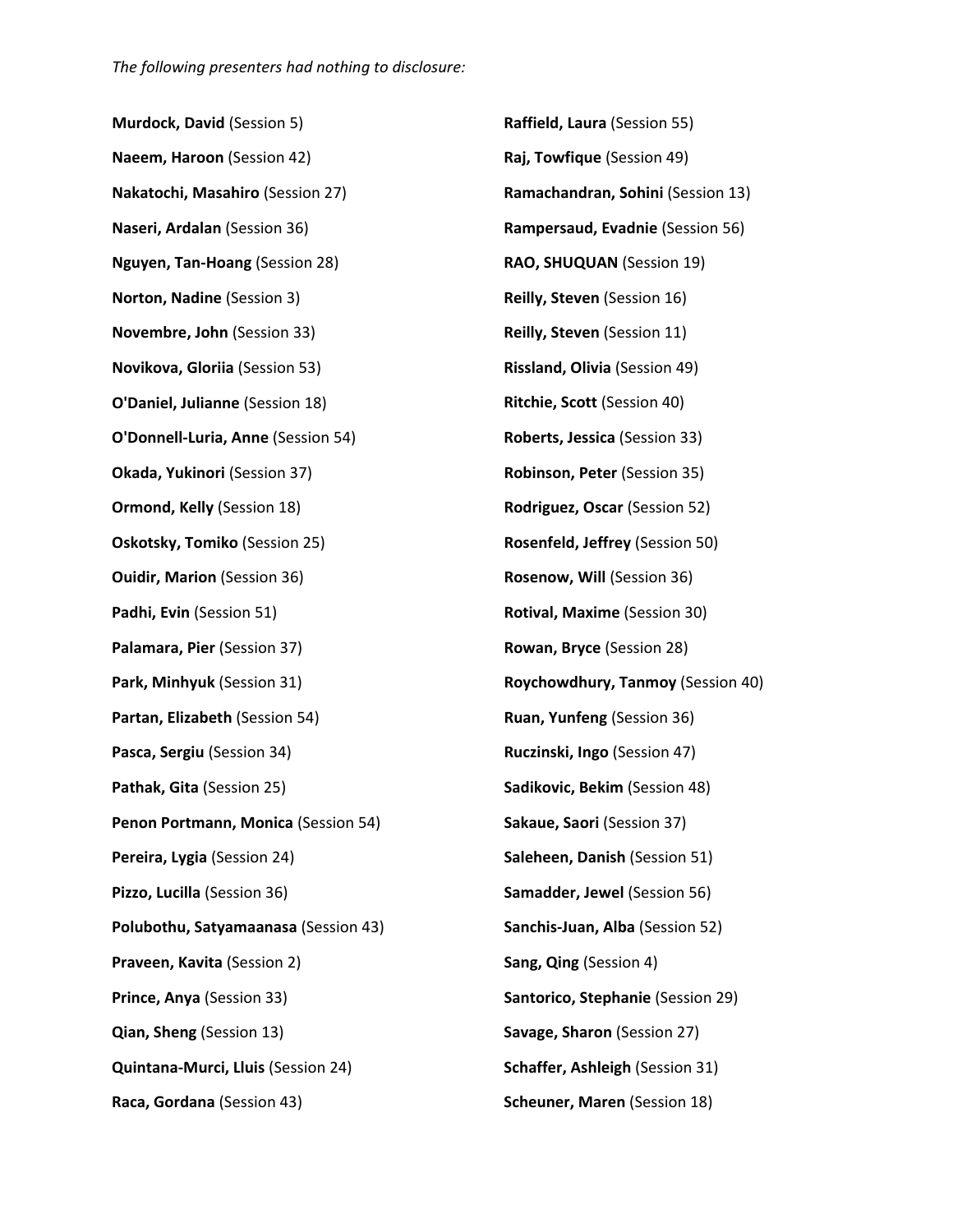*The following presenters had nothing to disclosure:*

**Murdock, David** (Session 5)

**Naeem, Haroon** (Session 42)

**Nakatochi, Masahiro** (Session 27)

**Naseri, Ardalan** (Session 36)

**Nguyen, Tan-Hoang** (Session 28)

**Norton, Nadine** (Session 3)

**Novembre, John** (Session 33)

**Novikova, Gloriia** (Session 53)

**O'Daniel, Julianne** (Session 18)

**O'Donnell-Luria, Anne** (Session 54)

**Okada, Yukinori** (Session 37)

**Ormond, Kelly** (Session 18)

**Oskotsky, Tomiko** (Session 25)

**Ouidir, Marion** (Session 36)

**Padhi, Evin** (Session 51)

**Palamara, Pier** (Session 37)

**Park, Minhyuk** (Session 31)

**Partan, Elizabeth** (Session 54)

**Pasca, Sergiu** (Session 34)

**Pathak, Gita** (Session 25)

**Penon Portmann, Monica** (Session 54)

**Pereira, Lygia** (Session 24)

**Pizzo, Lucilla** (Session 36)

**Polubothu, Satyamaanasa** (Session 43)

**Praveen, Kavita** (Session 2)

**Prince, Anya** (Session 33)

**Qian, Sheng** (Session 13)

**Quintana-Murci, Lluis** (Session 24)

**Raca, Gordana** (Session 43)

**Raffield, Laura** (Session 55)

**Raj, Towfique** (Session 49)

**Ramachandran, Sohini** (Session 13)

**Rampersaud, Evadnie** (Session 56)

**RAO, SHUQUAN** (Session 19)

**Reilly, Steven** (Session 16)

**Reilly, Steven** (Session 11)

**Rissland, Olivia** (Session 49)

**Ritchie, Scott** (Session 40)

**Roberts, Jessica** (Session 33)

**Robinson, Peter** (Session 35)

**Rodriguez, Oscar** (Session 52)

**Rosenfeld, Jeffrey** (Session 50)

**Rosenow, Will** (Session 36)

**Rotival, Maxime** (Session 30)

**Rowan, Bryce** (Session 28)

**Roychowdhury, Tanmoy** (Session 40)

**Ruan, Yunfeng** (Session 36)

**Ruczinski, Ingo** (Session 47)

**Sadikovic, Bekim** (Session 48)

**Sakaue, Saori** (Session 37)

**Saleheen, Danish** (Session 51)

**Samadder, Jewel** (Session 56)

**Sanchis-Juan, Alba** (Session 52)

**Sang, Qing** (Session 4)

**Santorico, Stephanie** (Session 29)

**Savage, Sharon** (Session 27)

**Schaffer, Ashleigh** (Session 31)

**Scheuner, Maren** (Session 18)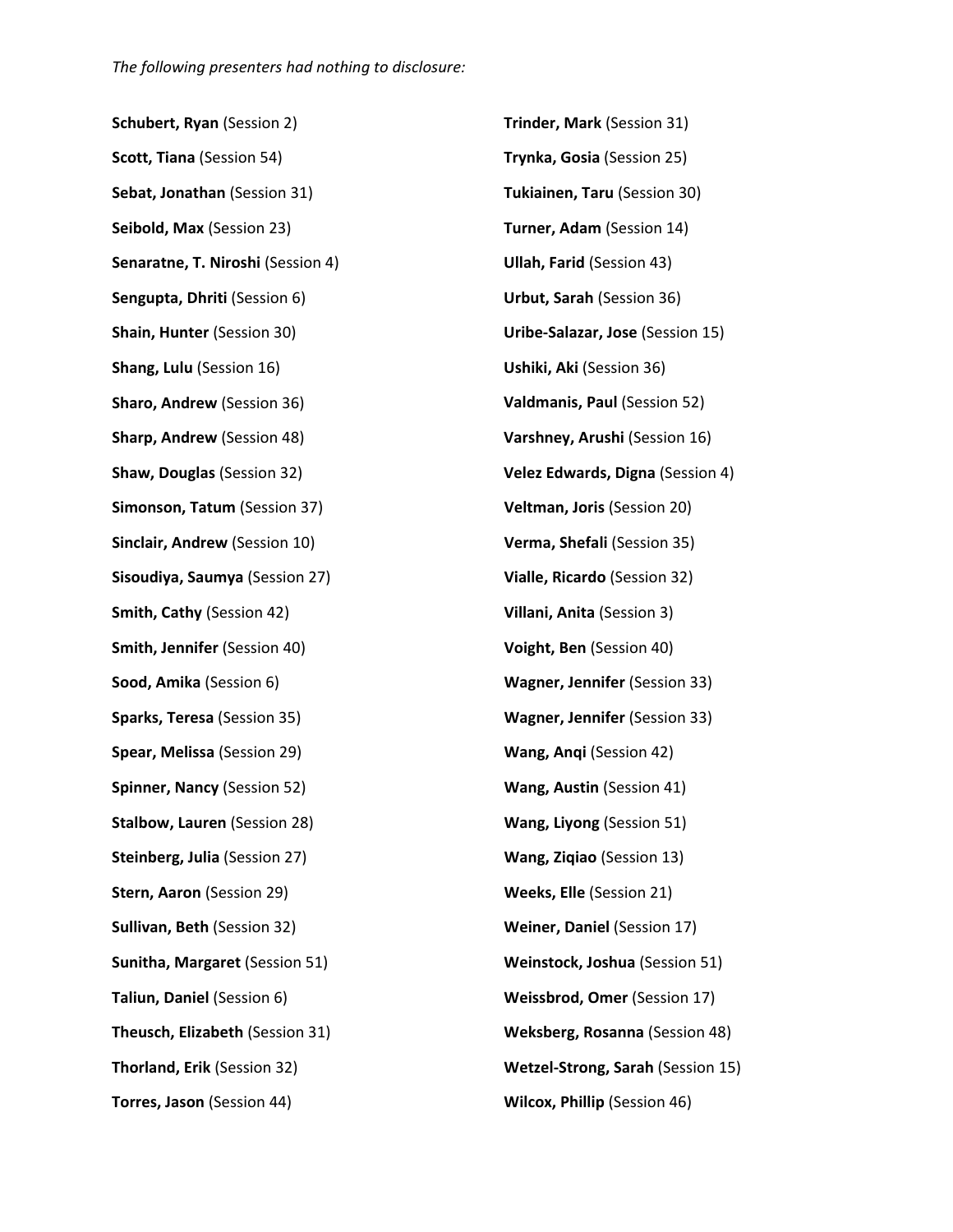*The following presenters had nothing to disclosure:*

**Schubert, Ryan** (Session 2)

**Scott, Tiana** (Session 54)

**Sebat, Jonathan** (Session 31)

**Seibold, Max** (Session 23)

**Senaratne, T. Niroshi** (Session 4)

**Sengupta, Dhriti** (Session 6)

**Shain, Hunter** (Session 30)

**Shang, Lulu** (Session 16)

**Sharo, Andrew** (Session 36)

**Sharp, Andrew** (Session 48)

**Shaw, Douglas** (Session 32)

**Simonson, Tatum** (Session 37)

**Sinclair, Andrew** (Session 10)

**Sisoudiya, Saumya** (Session 27)

**Smith, Cathy** (Session 42)

**Smith, Jennifer** (Session 40)

**Sood, Amika** (Session 6)

**Sparks, Teresa** (Session 35)

**Spear, Melissa** (Session 29)

**Spinner, Nancy** (Session 52)

**Stalbow, Lauren** (Session 28)

**Steinberg, Julia** (Session 27)

**Stern, Aaron** (Session 29)

**Sullivan, Beth** (Session 32)

**Sunitha, Margaret** (Session 51)

**Taliun, Daniel** (Session 6)

**Theusch, Elizabeth** (Session 31)

**Thorland, Erik** (Session 32)

**Torres, Jason** (Session 44)

**Trinder, Mark** (Session 31)

**Trynka, Gosia** (Session 25)

**Tukiainen, Taru** (Session 30)

**Turner, Adam** (Session 14)

**Ullah, Farid** (Session 43)

**Urbut, Sarah** (Session 36)

**Uribe-Salazar, Jose** (Session 15)

**Ushiki, Aki** (Session 36)

**Valdmanis, Paul** (Session 52)

**Varshney, Arushi** (Session 16)

**Velez Edwards, Digna** (Session 4)

**Veltman, Joris** (Session 20)

**Verma, Shefali** (Session 35)

**Vialle, Ricardo** (Session 32)

**Villani, Anita** (Session 3)

**Voight, Ben** (Session 40)

**Wagner, Jennifer** (Session 33)

**Wagner, Jennifer** (Session 33)

**Wang, Anqi** (Session 42)

**Wang, Austin** (Session 41)

**Wang, Liyong** (Session 51)

**Wang, Ziqiao** (Session 13)

**Weeks, Elle** (Session 21)

**Weiner, Daniel** (Session 17)

**Weinstock, Joshua** (Session 51)

**Weissbrod, Omer** (Session 17)

**Weksberg, Rosanna** (Session 48)

**Wetzel-Strong, Sarah** (Session 15)

**Wilcox, Phillip** (Session 46)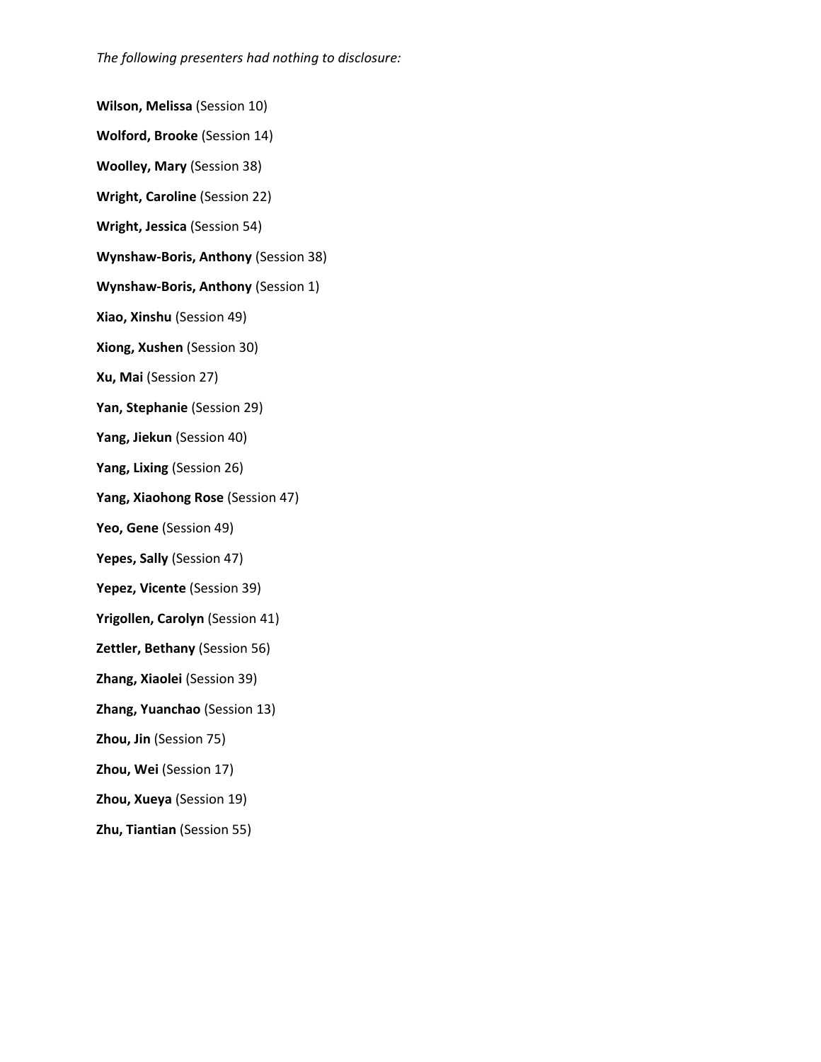*The following presenters had nothing to disclosure:*

**Wilson, Melissa** (Session 10)

**Wolford, Brooke** (Session 14)

**Woolley, Mary** (Session 38)

**Wright, Caroline** (Session 22)

**Wright, Jessica** (Session 54)

**Wynshaw-Boris, Anthony** (Session 38)

**Wynshaw-Boris, Anthony** (Session 1)

**Xiao, Xinshu** (Session 49)

**Xiong, Xushen** (Session 30)

**Xu, Mai** (Session 27)

**Yan, Stephanie** (Session 29)

**Yang, Jiekun** (Session 40)

**Yang, Lixing** (Session 26)

**Yang, Xiaohong Rose** (Session 47)

**Yeo, Gene** (Session 49)

**Yepes, Sally** (Session 47)

**Yepez, Vicente** (Session 39)

**Yrigollen, Carolyn** (Session 41)

**Zettler, Bethany** (Session 56)

**Zhang, Xiaolei** (Session 39)

**Zhang, Yuanchao** (Session 13)

**Zhou, Jin** (Session 75)

**Zhou, Wei** (Session 17)

**Zhou, Xueya** (Session 19)

**Zhu, Tiantian** (Session 55)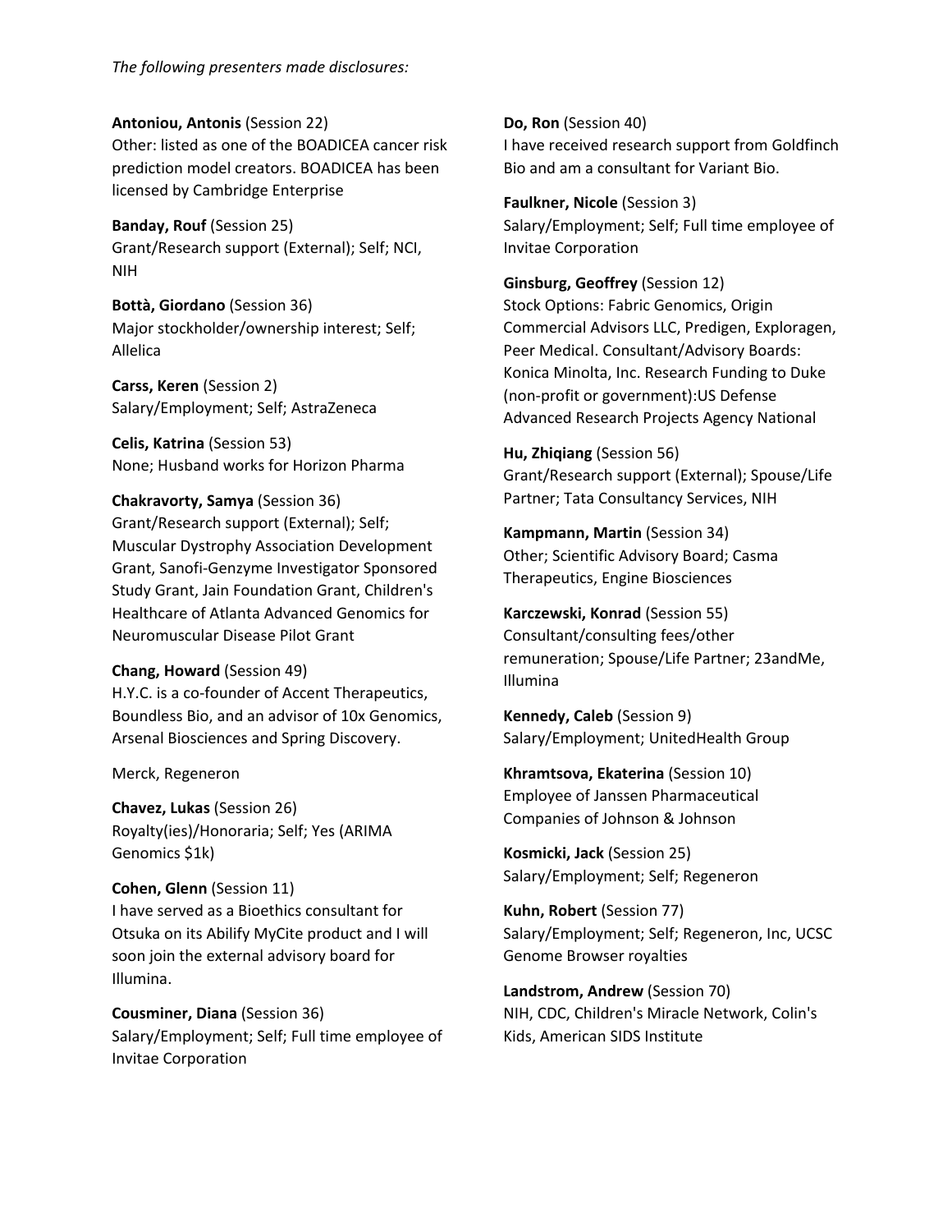*The following presenters made disclosures:*

**Antoniou, Antonis** (Session 22)
Other: listed as one of the BOADICEA cancer risk prediction model creators. BOADICEA has been licensed by Cambridge Enterprise

**Banday, Rouf** (Session 25)
Grant/Research support (External); Self; NCI, NIH

**Bottà, Giordano** (Session 36)
Major stockholder/ownership interest; Self; Allelica

**Carss, Keren** (Session 2)
Salary/Employment; Self; AstraZeneca

**Celis, Katrina** (Session 53)
None; Husband works for Horizon Pharma

**Chakravorty, Samya** (Session 36)
Grant/Research support (External); Self; Muscular Dystrophy Association Development Grant, Sanofi-Genzyme Investigator Sponsored Study Grant, Jain Foundation Grant, Children's Healthcare of Atlanta Advanced Genomics for Neuromuscular Disease Pilot Grant

**Chang, Howard** (Session 49)
H.Y.C. is a co-founder of Accent Therapeutics, Boundless Bio, and an advisor of 10x Genomics, Arsenal Biosciences and Spring Discovery.

Merck, Regeneron

**Chavez, Lukas** (Session 26)
Royalty(ies)/Honoraria; Self; Yes (ARIMA Genomics $1k)

**Cohen, Glenn** (Session 11)
I have served as a Bioethics consultant for Otsuka on its Abilify MyCite product and I will soon join the external advisory board for Illumina.

**Cousminer, Diana** (Session 36)
Salary/Employment; Self; Full time employee of Invitae Corporation

**Do, Ron** (Session 40)
I have received research support from Goldfinch Bio and am a consultant for Variant Bio.

**Faulkner, Nicole** (Session 3)
Salary/Employment; Self; Full time employee of Invitae Corporation

**Ginsburg, Geoffrey** (Session 12)
Stock Options: Fabric Genomics, Origin Commercial Advisors LLC, Predigen, Exploragen, Peer Medical. Consultant/Advisory Boards: Konica Minolta, Inc. Research Funding to Duke (non-profit or government):US Defense Advanced Research Projects Agency National

**Hu, Zhiqiang** (Session 56)
Grant/Research support (External); Spouse/Life Partner; Tata Consultancy Services, NIH

**Kampmann, Martin** (Session 34)
Other; Scientific Advisory Board; Casma Therapeutics, Engine Biosciences

**Karczewski, Konrad** (Session 55)
Consultant/consulting fees/other remuneration; Spouse/Life Partner; 23andMe, Illumina

**Kennedy, Caleb** (Session 9)
Salary/Employment; UnitedHealth Group

**Khramtsova, Ekaterina** (Session 10)
Employee of Janssen Pharmaceutical Companies of Johnson & Johnson

**Kosmicki, Jack** (Session 25)
Salary/Employment; Self; Regeneron

**Kuhn, Robert** (Session 77)
Salary/Employment; Self; Regeneron, Inc, UCSC Genome Browser royalties

**Landstrom, Andrew** (Session 70)
NIH, CDC, Children's Miracle Network, Colin's Kids, American SIDS Institute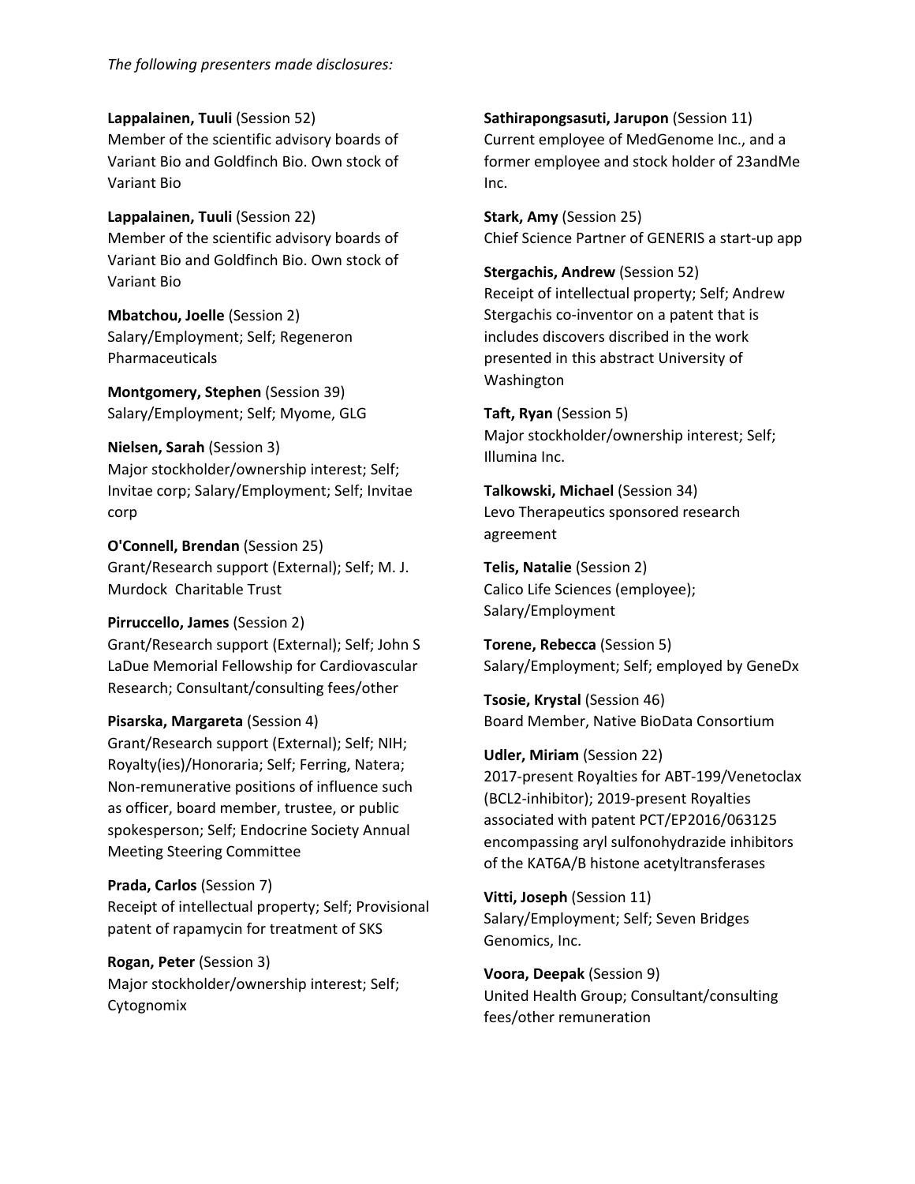*The following presenters made disclosures:*

**Lappalainen, Tuuli** (Session 52)
Member of the scientific advisory boards of Variant Bio and Goldfinch Bio. Own stock of Variant Bio

**Lappalainen, Tuuli** (Session 22)
Member of the scientific advisory boards of Variant Bio and Goldfinch Bio. Own stock of Variant Bio

**Mbatchou, Joelle** (Session 2)
Salary/Employment; Self; Regeneron Pharmaceuticals

**Montgomery, Stephen** (Session 39)
Salary/Employment; Self; Myome, GLG

**Nielsen, Sarah** (Session 3)
Major stockholder/ownership interest; Self; Invitae corp; Salary/Employment; Self; Invitae corp

**O'Connell, Brendan** (Session 25)
Grant/Research support (External); Self; M. J. Murdock Charitable Trust

**Pirruccello, James** (Session 2)
Grant/Research support (External); Self; John S LaDue Memorial Fellowship for Cardiovascular Research; Consultant/consulting fees/other

**Pisarska, Margareta** (Session 4)
Grant/Research support (External); Self; NIH; Royalty(ies)/Honoraria; Self; Ferring, Natera; Non-remunerative positions of influence such as officer, board member, trustee, or public spokesperson; Self; Endocrine Society Annual Meeting Steering Committee

**Prada, Carlos** (Session 7)
Receipt of intellectual property; Self; Provisional patent of rapamycin for treatment of SKS

**Rogan, Peter** (Session 3)
Major stockholder/ownership interest; Self; Cytognomix

**Sathirapongsasuti, Jarupon** (Session 11)
Current employee of MedGenome Inc., and a former employee and stock holder of 23andMe Inc.

**Stark, Amy** (Session 25)
Chief Science Partner of GENERIS a start-up app

**Stergachis, Andrew** (Session 52)
Receipt of intellectual property; Self; Andrew Stergachis co-inventor on a patent that is includes discovers discribed in the work presented in this abstract University of Washington

**Taft, Ryan** (Session 5)
Major stockholder/ownership interest; Self; Illumina Inc.

**Talkowski, Michael** (Session 34)
Levo Therapeutics sponsored research agreement

**Telis, Natalie** (Session 2)
Calico Life Sciences (employee); Salary/Employment

**Torene, Rebecca** (Session 5)
Salary/Employment; Self; employed by GeneDx

**Tsosie, Krystal** (Session 46)
Board Member, Native BioData Consortium

**Udler, Miriam** (Session 22)
2017-present Royalties for ABT-199/Venetoclax (BCL2-inhibitor); 2019-present Royalties associated with patent PCT/EP2016/063125 encompassing aryl sulfonohydrazide inhibitors of the KAT6A/B histone acetyltransferases

**Vitti, Joseph** (Session 11)
Salary/Employment; Self; Seven Bridges Genomics, Inc.

**Voora, Deepak** (Session 9)
United Health Group; Consultant/consulting fees/other remuneration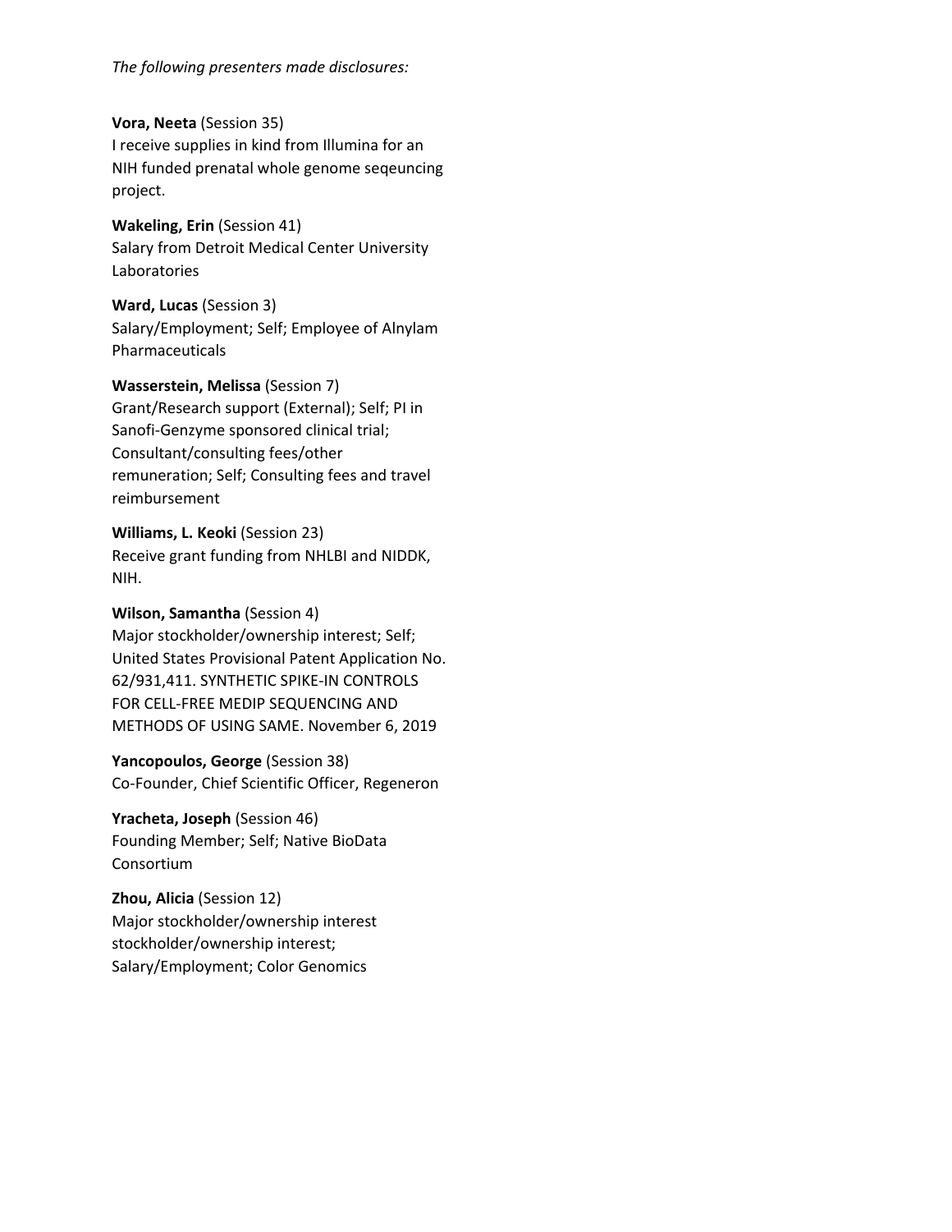*The following presenters made disclosures:*

**Vora, Neeta** (Session 35)
I receive supplies in kind from Illumina for an NIH funded prenatal whole genome seqeuncing project.

**Wakeling, Erin** (Session 41)
Salary from Detroit Medical Center University Laboratories

**Ward, Lucas** (Session 3)
Salary/Employment; Self; Employee of Alnylam Pharmaceuticals

**Wasserstein, Melissa** (Session 7)
Grant/Research support (External); Self; PI in Sanofi-Genzyme sponsored clinical trial; Consultant/consulting fees/other remuneration; Self; Consulting fees and travel reimbursement

**Williams, L. Keoki** (Session 23)
Receive grant funding from NHLBI and NIDDK, NIH.

**Wilson, Samantha** (Session 4)
Major stockholder/ownership interest; Self; United States Provisional Patent Application No. 62/931,411. SYNTHETIC SPIKE-IN CONTROLS FOR CELL-FREE MEDIP SEQUENCING AND METHODS OF USING SAME. November 6, 2019

**Yancopoulos, George** (Session 38)
Co-Founder, Chief Scientific Officer, Regeneron

**Yracheta, Joseph** (Session 46)
Founding Member; Self; Native BioData Consortium

**Zhou, Alicia** (Session 12)
Major stockholder/ownership interest stockholder/ownership interest; Salary/Employment; Color Genomics